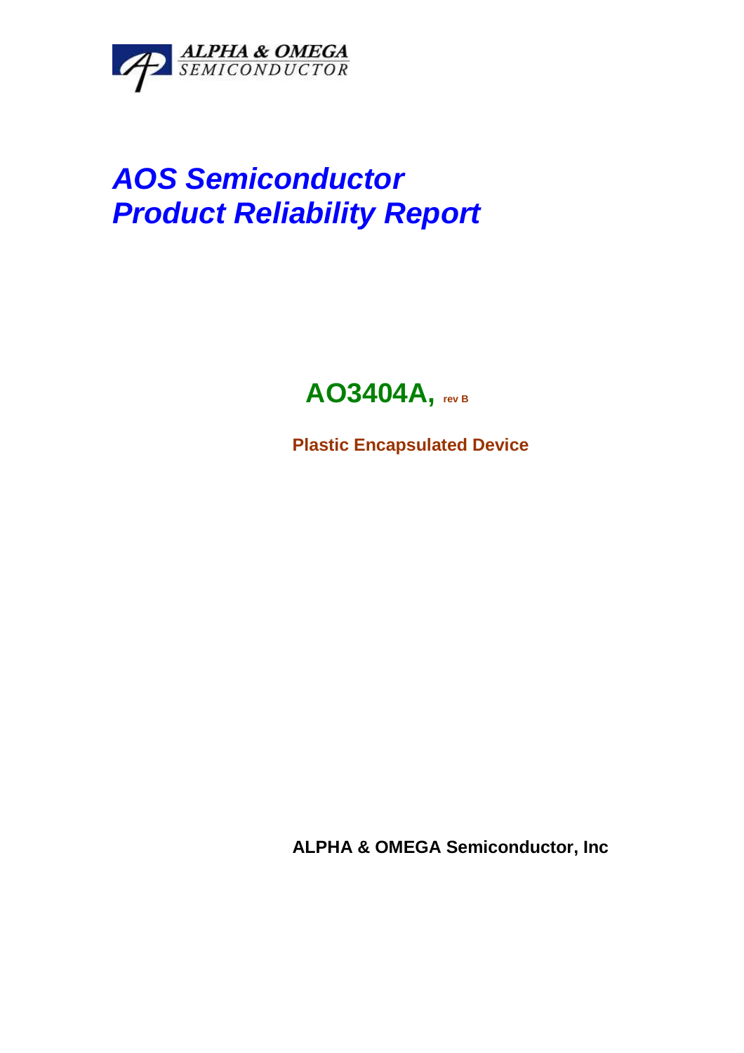ALPHA & OMEGA
SEMICONDUCTOR

# *AOS Semiconductor*
# *Product Reliability Report*

## **AO3404A, rev B**

**Plastic Encapsulated Device**

**ALPHA & OMEGA Semiconductor, Inc**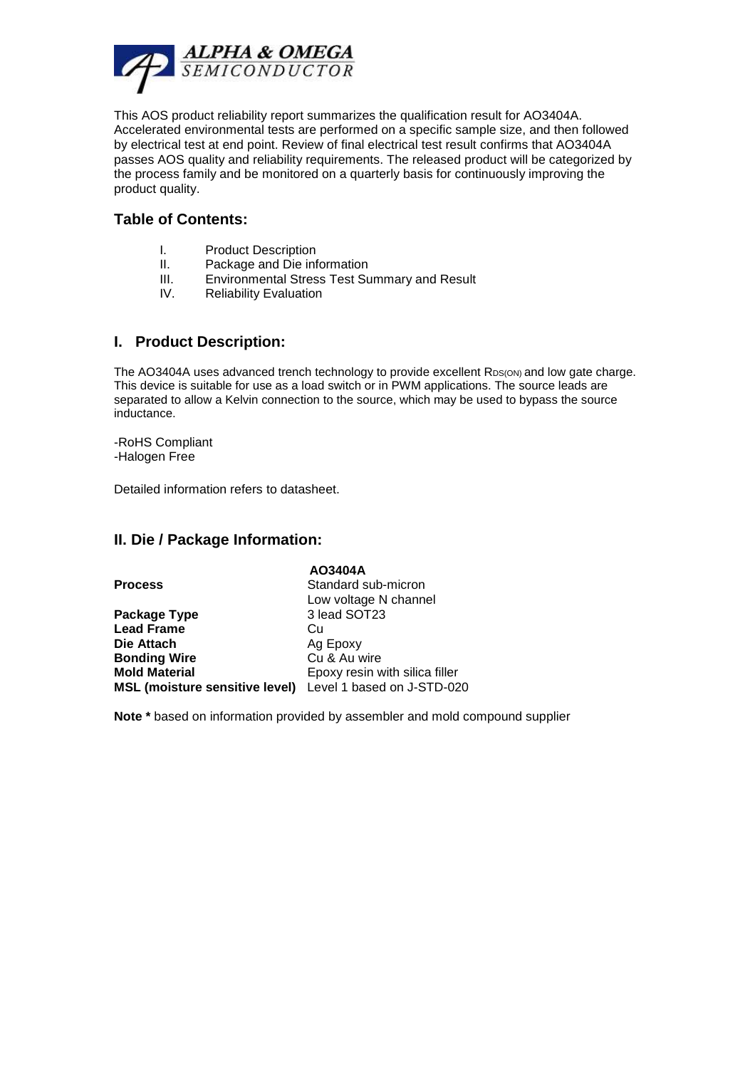This AOS product reliability report summarizes the qualification result for AO3404A. Accelerated environmental tests are performed on a specific sample size, and then followed by electrical test at end point. Review of final electrical test result confirms that AO3404A passes AOS quality and reliability requirements. The released product will be categorized by the process family and be monitored on a quarterly basis for continuously improving the product quality.

## Table of Contents:

I. Product Description
II. Package and Die information
III. Environmental Stress Test Summary and Result
IV. Reliability Evaluation

## I. Product Description:

The AO3404A uses advanced trench technology to provide excellent $R_{DS(ON)}$ and low gate charge. This device is suitable for use as a load switch or in PWM applications. The source leads are separated to allow a Kelvin connection to the source, which may be used to bypass the source inductance.

-RoHS Compliant
-Halogen Free

Detailed information refers to datasheet.

## II. Die / Package Information:

| | **AO3404A** |
|---|---|
| **Process** | Standard sub-micron<br>Low voltage N channel |
| **Package Type** | 3 lead SOT23 |
| **Lead Frame** | Cu |
| **Die Attach** | Ag Epoxy |
| **Bonding Wire** | Cu & Au wire |
| **Mold Material** | Epoxy resin with silica filler |
| **MSL (moisture sensitive level)** | Level 1 based on J-STD-020 |

**Note *** based on information provided by assembler and mold compound supplier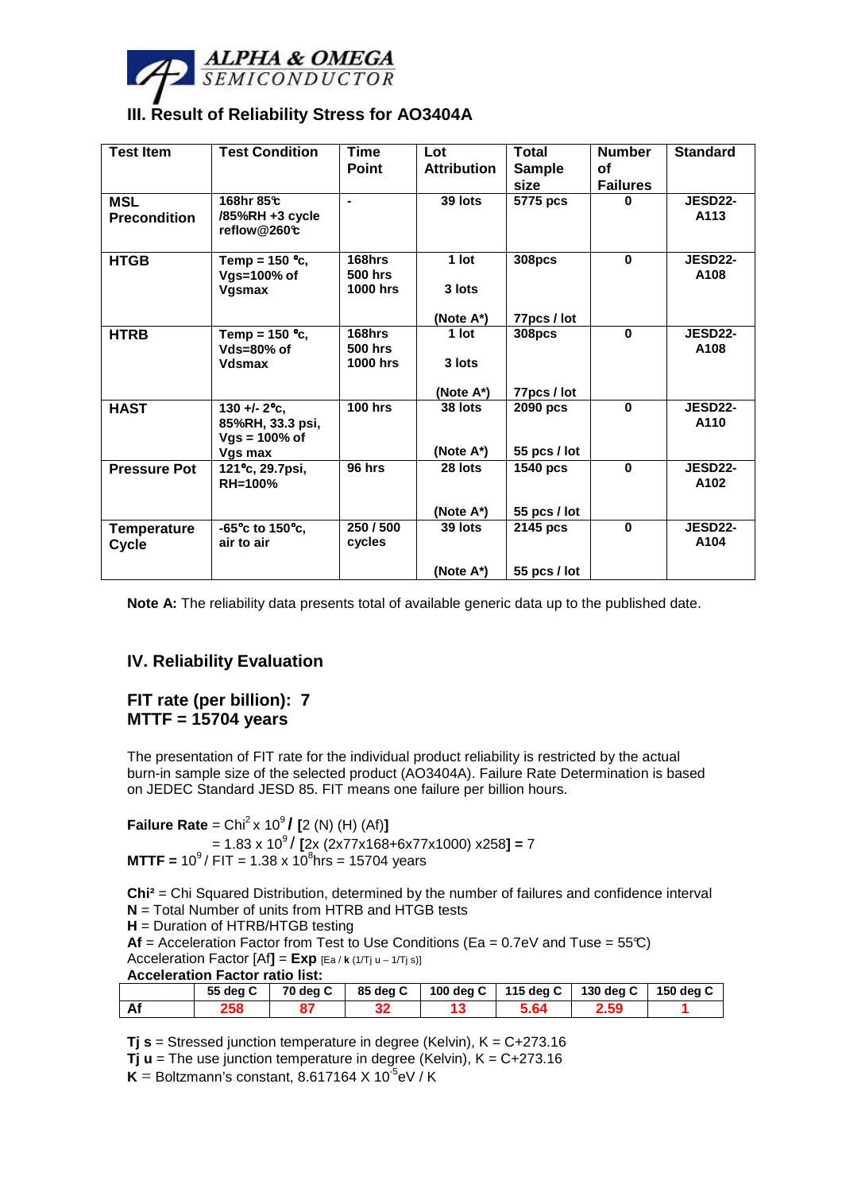ALPHA & OMEGA SEMICONDUCTOR

## III. Result of Reliability Stress for AO3404A

| Test Item | Test Condition | Time Point | Lot Attribution | Total Sample size | Number of Failures | Standard |
|---|---|---|---|---|---|---|
| MSL Precondition | 168hr 85℃ /85%RH +3 cycle reflow@260℃ | - | 39 lots | 5775 pcs | 0 | JESD22-A113 |
| HTGB | Temp = 150 °c, Vgs=100% of Vgsmax | 168hrs 500 hrs 1000 hrs | 1 lot<br>3 lots<br>(Note A*) | 308pcs<br>77pcs / lot | 0 | JESD22-A108 |
| HTRB | Temp = 150 °c, Vds=80% of Vdsmax | 168hrs 500 hrs 1000 hrs | 1 lot<br>3 lots<br>(Note A*) | 308pcs<br>77pcs / lot | 0 | JESD22-A108 |
| HAST | 130 +/- 2°c, 85%RH, 33.3 psi, Vgs = 100% of Vgs max | 100 hrs | 38 lots<br>(Note A*) | 2090 pcs<br>55 pcs / lot | 0 | JESD22-A110 |
| Pressure Pot | 121°c, 29.7psi, RH=100% | 96 hrs | 28 lots<br>(Note A*) | 1540 pcs<br>55 pcs / lot | 0 | JESD22-A102 |
| Temperature Cycle | -65°c to 150°c, air to air | 250 / 500 cycles | 39 lots<br>(Note A*) | 2145 pcs<br>55 pcs / lot | 0 | JESD22-A104 |

**Note A:** The reliability data presents total of available generic data up to the published date.

## IV. Reliability Evaluation

### FIT rate (per billion): 7
### MTTF = 15704 years

The presentation of FIT rate for the individual product reliability is restricted by the actual burn-in sample size of the selected product (AO3404A). Failure Rate Determination is based on JEDEC Standard JESD 85. FIT means one failure per billion hours.

**Failure Rate** = $\text{Chi}^2 \times 10^9$ **/ [**2 (N) (H) (Af)**]**

$= 1.83 \times 10^9$ **/ [**2x (2x77x168+6x77x1000) x258**] =** 7

**MTTF =** $10^9$ / FIT = $1.38 \times 10^8$hrs = 15704 years

**Chi²** = Chi Squared Distribution, determined by the number of failures and confidence interval
**N** = Total Number of units from HTRB and HTGB tests
**H** = Duration of HTRB/HTGB testing
**Af** = Acceleration Factor from Test to Use Conditions (Ea = 0.7eV and Tuse = 55℃)
Acceleration Factor [Af] = **Exp** $[Ea / k (1/T_{j\,u} - 1/T_{j\,s})]$
**Acceleration Factor ratio list:**

| | 55 deg C | 70 deg C | 85 deg C | 100 deg C | 115 deg C | 130 deg C | 150 deg C |
|---|---|---|---|---|---|---|---|
| Af | 258 | 87 | 32 | 13 | 5.64 | 2.59 | 1 |

**Tj s** = Stressed junction temperature in degree (Kelvin), K = C+273.16
**Tj u** = The use junction temperature in degree (Kelvin), K = C+273.16
**K** = Boltzmann's constant, $8.617164 \times 10^{-5}$eV / K